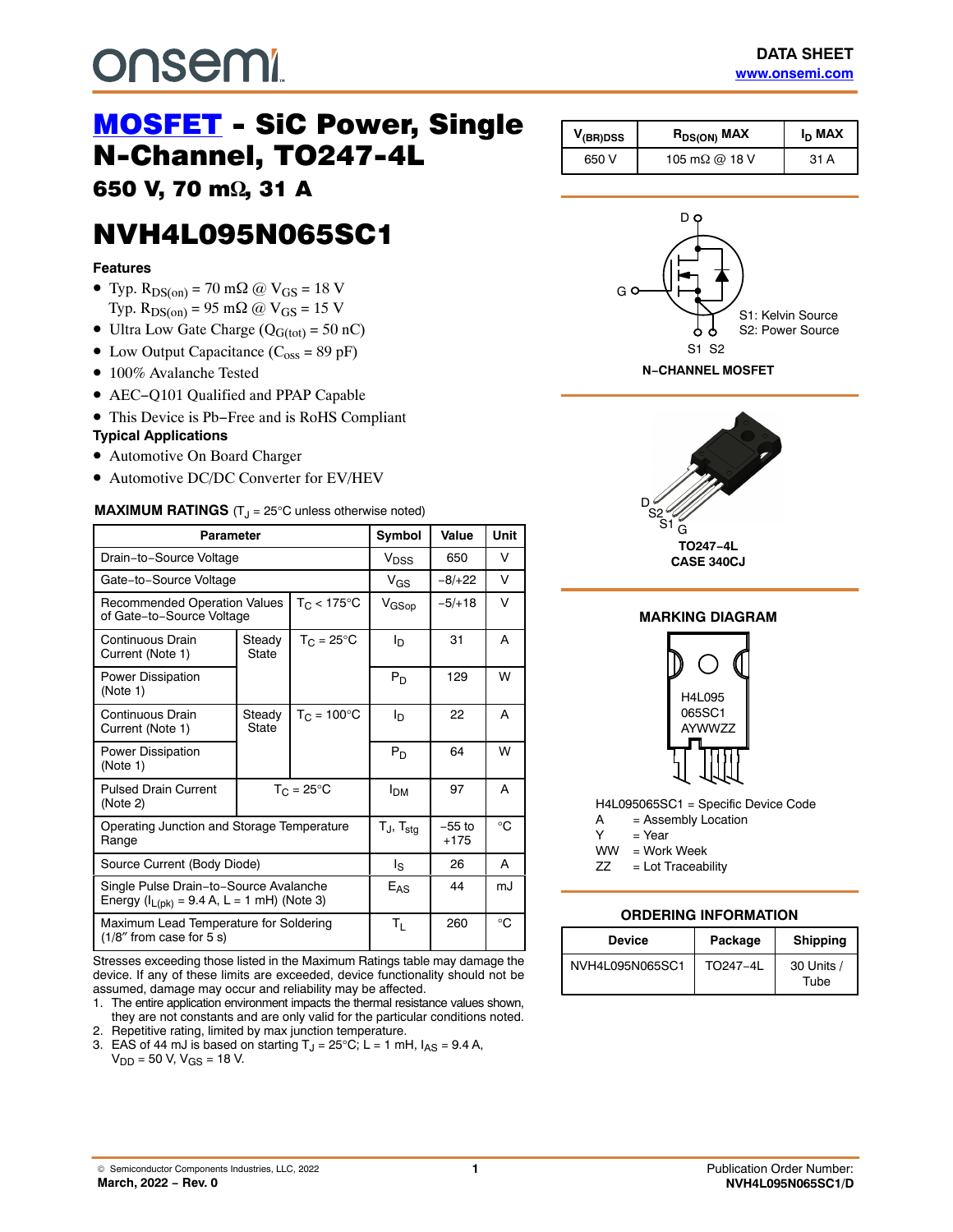onsemi

DATA SHEET
www.onsemi.com

# MOSFET - SiC Power, Single N-Channel, TO247-4L

## 650 V, 70 mΩ, 31 A

# NVH4L095N065SC1

### Features

- Typ. $R_{DS(on)}$ = 70 mΩ @ $V_{GS}$ = 18 V
  Typ. $R_{DS(on)}$ = 95 mΩ @ $V_{GS}$ = 15 V
- Ultra Low Gate Charge ($Q_{G(tot)}$ = 50 nC)
- Low Output Capacitance ($C_{oss}$ = 89 pF)
- 100% Avalanche Tested
- AEC−Q101 Qualified and PPAP Capable
- This Device is Pb−Free and is RoHS Compliant

### Typical Applications

- Automotive On Board Charger
- Automotive DC/DC Converter for EV/HEV

| $V_{(BR)DSS}$ | $R_{DS(ON)}$ MAX | $I_D$ MAX |
|---|---|---|
| 650 V | 105 mΩ @ 18 V | 31 A |

D, G, S1: Kelvin Source, S2: Power Source

N−CHANNEL MOSFET

TO247−4L
CASE 340CJ

### MAXIMUM RATINGS ($T_J$ = 25°C unless otherwise noted)

| Parameter | | | Symbol | Value | Unit |
|---|---|---|---|---|---|
| Drain−to−Source Voltage | | | $V_{DSS}$ | 650 | V |
| Gate−to−Source Voltage | | | $V_{GS}$ | −8/+22 | V |
| Recommended Operation Values of Gate−to−Source Voltage | | $T_C$ < 175°C | $V_{GSop}$ | −5/+18 | V |
| Continuous Drain Current (Note 1) | Steady State | $T_C$ = 25°C | $I_D$ | 31 | A |
| Power Dissipation (Note 1) | | | $P_D$ | 129 | W |
| Continuous Drain Current (Note 1) | Steady State | $T_C$ = 100°C | $I_D$ | 22 | A |
| Power Dissipation (Note 1) | | | $P_D$ | 64 | W |
| Pulsed Drain Current (Note 2) | $T_C$ = 25°C | | $I_{DM}$ | 97 | A |
| Operating Junction and Storage Temperature Range | | | $T_J$, $T_{stg}$ | −55 to +175 | °C |
| Source Current (Body Diode) | | | $I_S$ | 26 | A |
| Single Pulse Drain−to−Source Avalanche Energy ($I_{L(pk)}$ = 9.4 A, L = 1 mH) (Note 3) | | | $E_{AS}$ | 44 | mJ |
| Maximum Lead Temperature for Soldering (1/8″ from case for 5 s) | | | $T_L$ | 260 | °C |

Stresses exceeding those listed in the Maximum Ratings table may damage the device. If any of these limits are exceeded, device functionality should not be assumed, damage may occur and reliability may be affected.

1. The entire application environment impacts the thermal resistance values shown, they are not constants and are only valid for the particular conditions noted.
2. Repetitive rating, limited by max junction temperature.
3. EAS of 44 mJ is based on starting $T_J$ = 25°C; L = 1 mH, $I_{AS}$ = 9.4 A, $V_{DD}$ = 50 V, $V_{GS}$ = 18 V.

### MARKING DIAGRAM

H4L095
065SC1
AYWWZZ

H4L095065SC1 = Specific Device Code
A = Assembly Location
Y = Year
WW = Work Week
ZZ = Lot Traceability

### ORDERING INFORMATION

| Device | Package | Shipping |
|---|---|---|
| NVH4L095N065SC1 | TO247−4L | 30 Units / Tube |

© Semiconductor Components Industries, LLC, 2022
March, 2022 − Rev. 0

Publication Order Number:
NVH4L095N065SC1/D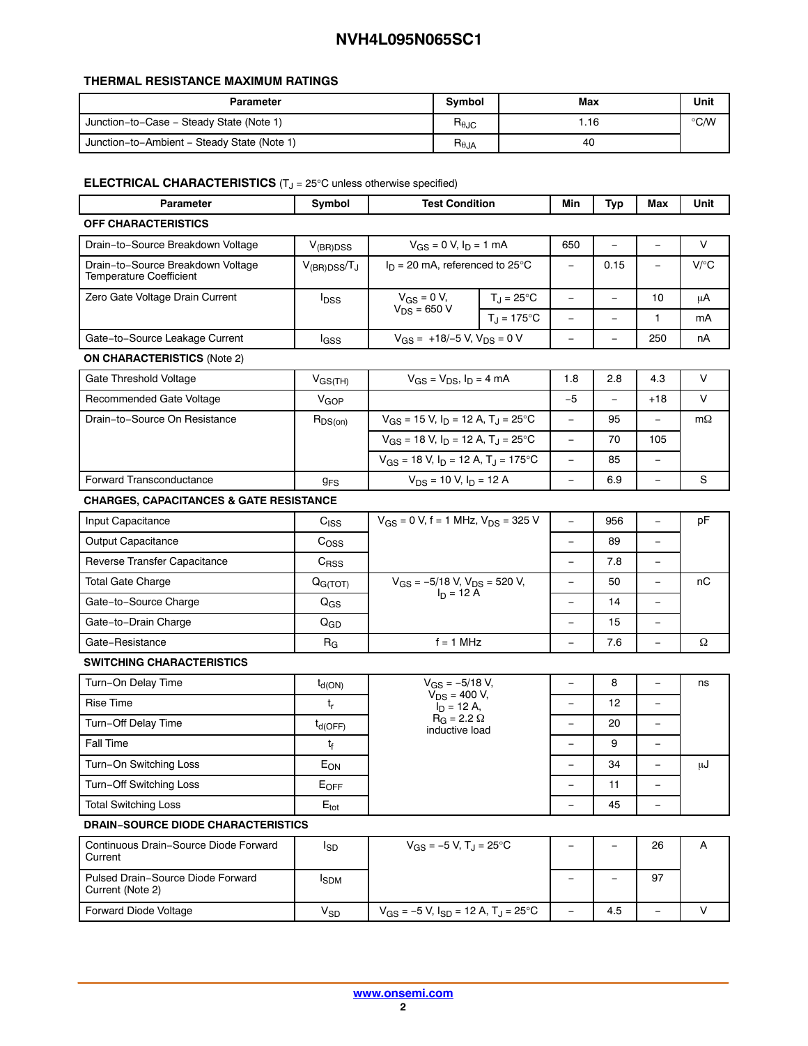### THERMAL RESISTANCE MAXIMUM RATINGS

| Parameter | Symbol | Max | Unit |
|---|---|---|---|
| Junction−to−Case − Steady State (Note 1) | $R_{\theta JC}$ | 1.16 | °C/W |
| Junction−to−Ambient − Steady State (Note 1) | $R_{\theta JA}$ | 40 | |

### ELECTRICAL CHARACTERISTICS ($T_J$ = 25°C unless otherwise specified)

| Parameter | Symbol | Test Condition | | Min | Typ | Max | Unit |
|---|---|---|---|---|---|---|---|
| **OFF CHARACTERISTICS** | | | | | | | |
| Drain−to−Source Breakdown Voltage | $V_{(BR)DSS}$ | $V_{GS}$ = 0 V, $I_D$ = 1 mA | | 650 | – | – | V |
| Drain−to−Source Breakdown Voltage Temperature Coefficient | $V_{(BR)DSS}/T_J$ | $I_D$ = 20 mA, referenced to 25°C | | – | 0.15 | – | V/°C |
| Zero Gate Voltage Drain Current | $I_{DSS}$ | $V_{GS}$ = 0 V, $V_{DS}$ = 650 V | $T_J$ = 25°C | – | – | 10 | μA |
| | | | $T_J$ = 175°C | – | – | 1 | mA |
| Gate−to−Source Leakage Current | $I_{GSS}$ | $V_{GS}$ = +18/−5 V, $V_{DS}$ = 0 V | | – | – | 250 | nA |
| **ON CHARACTERISTICS** (Note 2) | | | | | | | |
| Gate Threshold Voltage | $V_{GS(TH)}$ | $V_{GS}$ = $V_{DS}$, $I_D$ = 4 mA | | 1.8 | 2.8 | 4.3 | V |
| Recommended Gate Voltage | $V_{GOP}$ | | | −5 | – | +18 | V |
| Drain−to−Source On Resistance | $R_{DS(on)}$ | $V_{GS}$ = 15 V, $I_D$ = 12 A, $T_J$ = 25°C | | – | 95 | – | mΩ |
| | | $V_{GS}$ = 18 V, $I_D$ = 12 A, $T_J$ = 25°C | | – | 70 | 105 | |
| | | $V_{GS}$ = 18 V, $I_D$ = 12 A, $T_J$ = 175°C | | – | 85 | – | |
| Forward Transconductance | $g_{FS}$ | $V_{DS}$ = 10 V, $I_D$ = 12 A | | – | 6.9 | – | S |
| **CHARGES, CAPACITANCES & GATE RESISTANCE** | | | | | | | |
| Input Capacitance | $C_{ISS}$ | $V_{GS}$ = 0 V, f = 1 MHz, $V_{DS}$ = 325 V | | – | 956 | – | pF |
| Output Capacitance | $C_{OSS}$ | | | – | 89 | – | |
| Reverse Transfer Capacitance | $C_{RSS}$ | | | – | 7.8 | – | |
| Total Gate Charge | $Q_{G(TOT)}$ | $V_{GS}$ = −5/18 V, $V_{DS}$ = 520 V, $I_D$ = 12 A | | – | 50 | – | nC |
| Gate−to−Source Charge | $Q_{GS}$ | | | – | 14 | – | |
| Gate−to−Drain Charge | $Q_{GD}$ | | | – | 15 | – | |
| Gate−Resistance | $R_G$ | f = 1 MHz | | – | 7.6 | – | Ω |
| **SWITCHING CHARACTERISTICS** | | | | | | | |
| Turn−On Delay Time | $t_{d(ON)}$ | $V_{GS}$ = −5/18 V, $V_{DS}$ = 400 V, $I_D$ = 12 A, $R_G$ = 2.2 Ω inductive load | | – | 8 | – | ns |
| Rise Time | $t_r$ | | | – | 12 | – | |
| Turn−Off Delay Time | $t_{d(OFF)}$ | | | – | 20 | – | |
| Fall Time | $t_f$ | | | – | 9 | – | |
| Turn−On Switching Loss | $E_{ON}$ | | | – | 34 | – | μJ |
| Turn−Off Switching Loss | $E_{OFF}$ | | | – | 11 | – | |
| Total Switching Loss | $E_{tot}$ | | | – | 45 | – | |
| **DRAIN−SOURCE DIODE CHARACTERISTICS** | | | | | | | |
| Continuous Drain−Source Diode Forward Current | $I_{SD}$ | $V_{GS}$ = −5 V, $T_J$ = 25°C | | – | – | 26 | A |
| Pulsed Drain−Source Diode Forward Current (Note 2) | $I_{SDM}$ | | | – | – | 97 | |
| Forward Diode Voltage | $V_{SD}$ | $V_{GS}$ = −5 V, $I_{SD}$ = 12 A, $T_J$ = 25°C | | – | 4.5 | – | V |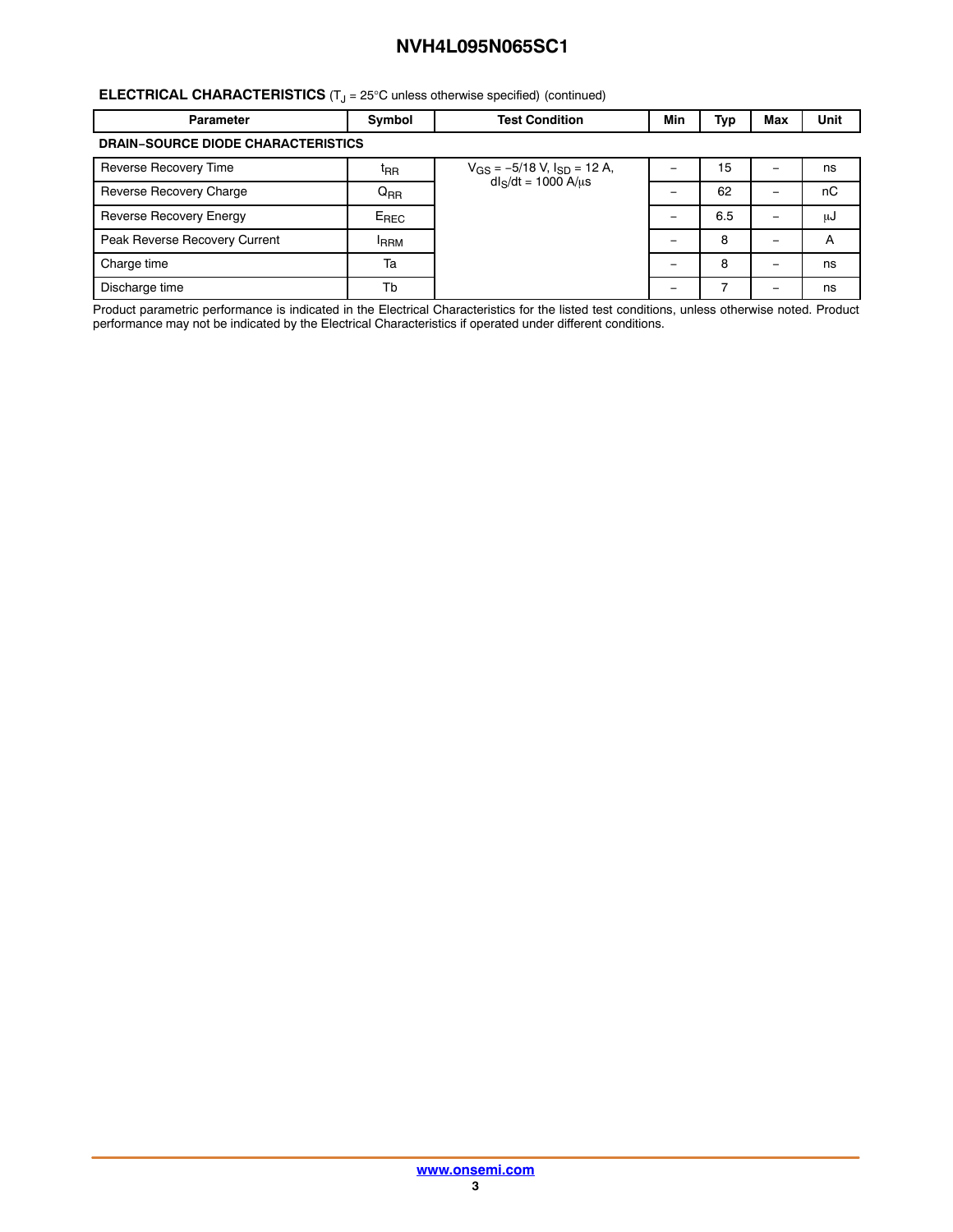**ELECTRICAL CHARACTERISTICS** ($T_J$ = 25°C unless otherwise specified) (continued)

| Parameter | Symbol | Test Condition | Min | Typ | Max | Unit |
|---|---|---|---|---|---|---|
| **DRAIN−SOURCE DIODE CHARACTERISTICS** | | | | | | |
| Reverse Recovery Time | $t_{RR}$ | $V_{GS}$ = −5/18 V, $I_{SD}$ = 12 A, $dI_S/dt$ = 1000 A/μs | − | 15 | − | ns |
| Reverse Recovery Charge | $Q_{RR}$ | | − | 62 | − | nC |
| Reverse Recovery Energy | $E_{REC}$ | | − | 6.5 | − | μJ |
| Peak Reverse Recovery Current | $I_{RRM}$ | | − | 8 | − | A |
| Charge time | Ta | | − | 8 | − | ns |
| Discharge time | Tb | | − | 7 | − | ns |

Product parametric performance is indicated in the Electrical Characteristics for the listed test conditions, unless otherwise noted. Product performance may not be indicated by the Electrical Characteristics if operated under different conditions.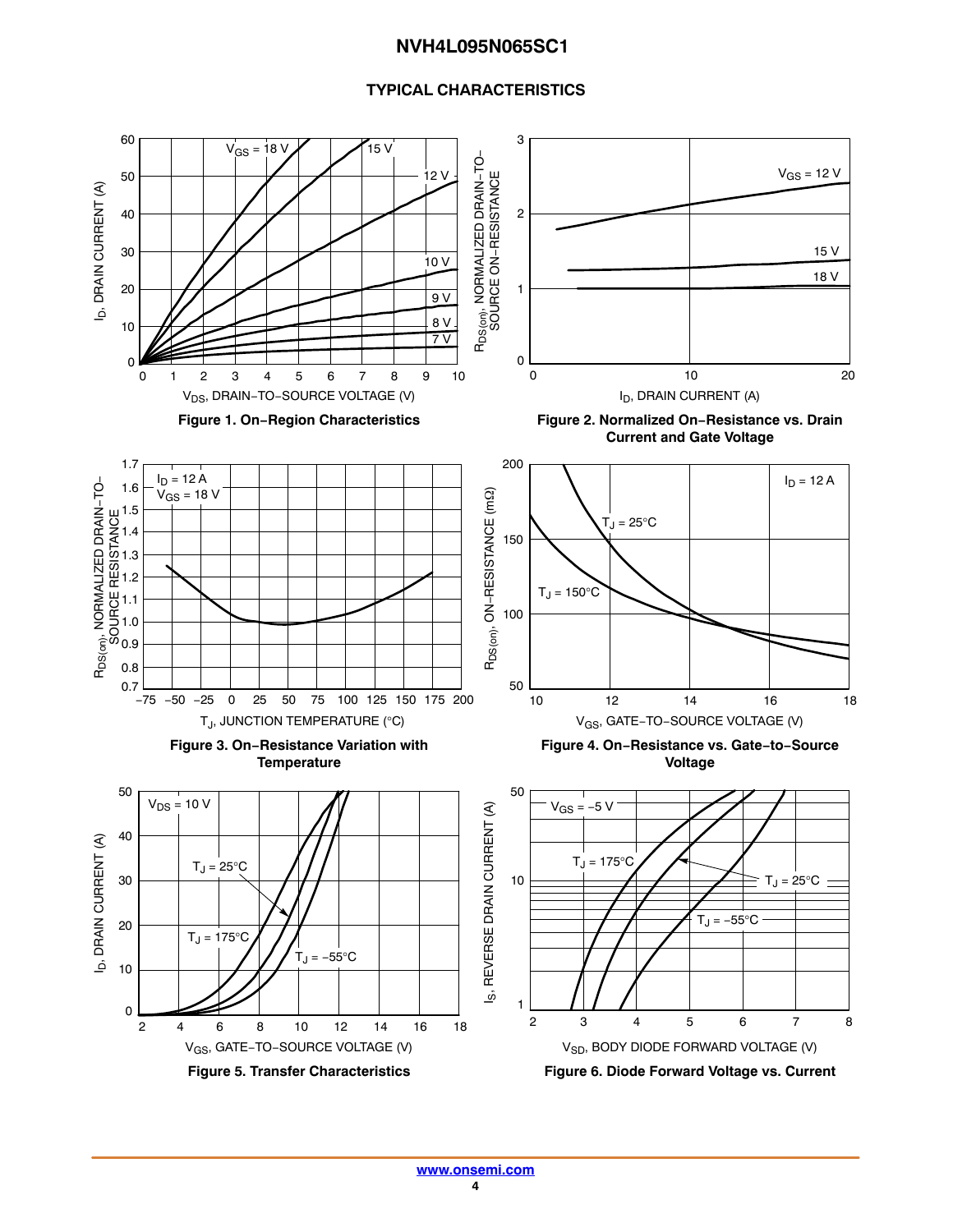## TYPICAL CHARACTERISTICS

**Figure 1. On−Region Characteristics**

**Figure 2. Normalized On−Resistance vs. Drain Current and Gate Voltage**

**Figure 3. On−Resistance Variation with Temperature**

**Figure 4. On−Resistance vs. Gate−to−Source Voltage**

**Figure 5. Transfer Characteristics**

**Figure 6. Diode Forward Voltage vs. Current**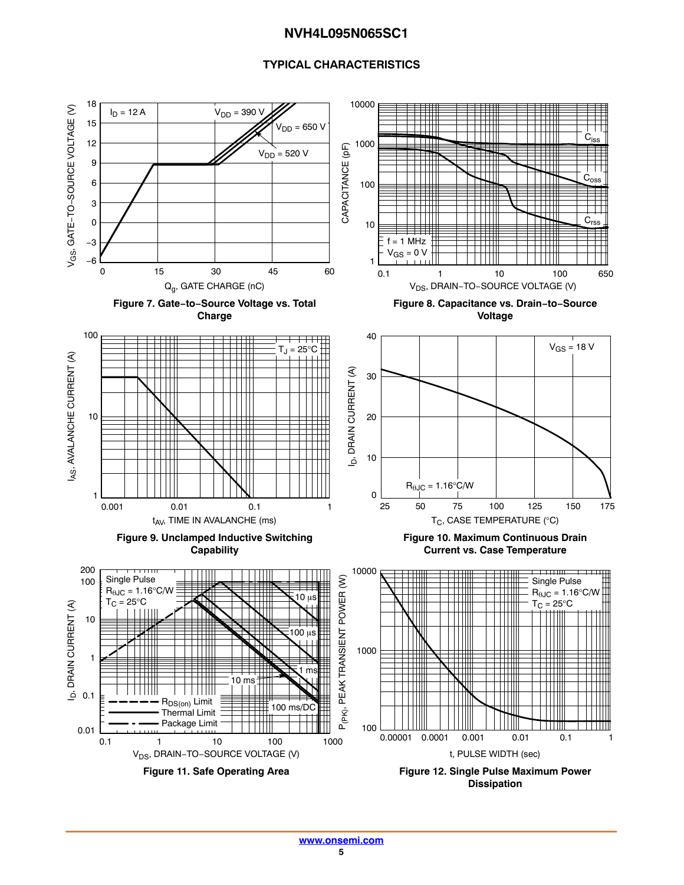## TYPICAL CHARACTERISTICS

**Figure 7. Gate−to−Source Voltage vs. Total Charge**

**Figure 8. Capacitance vs. Drain−to−Source Voltage**

**Figure 9. Unclamped Inductive Switching Capability**

**Figure 10. Maximum Continuous Drain Current vs. Case Temperature**

**Figure 11. Safe Operating Area**

**Figure 12. Single Pulse Maximum Power Dissipation**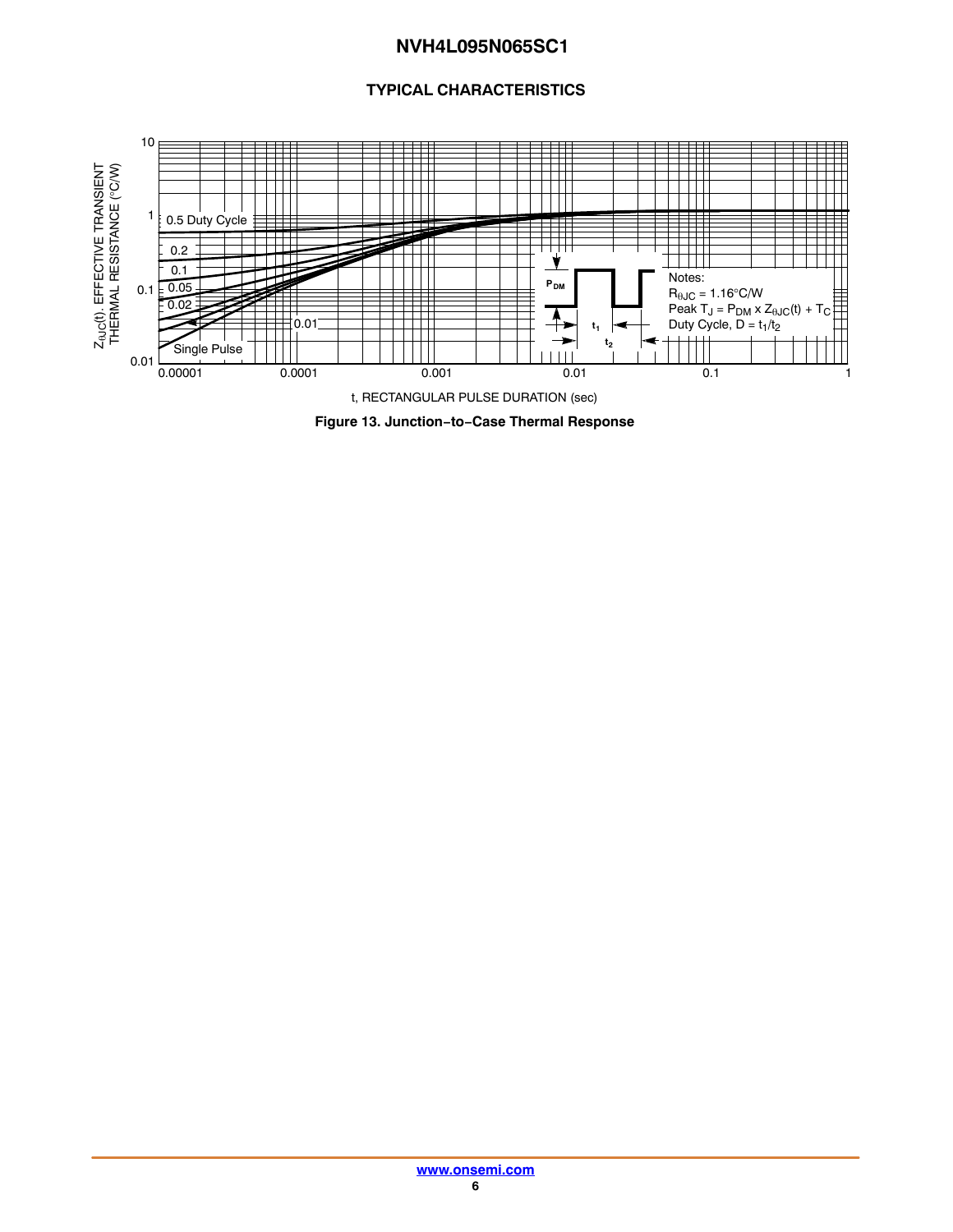## TYPICAL CHARACTERISTICS

Notes:
$R_{\theta JC}$ = 1.16°C/W
Peak $T_J = P_{DM} \times Z_{\theta JC}(t) + T_C$
Duty Cycle, $D = t_1/t_2$

**Figure 13. Junction−to−Case Thermal Response**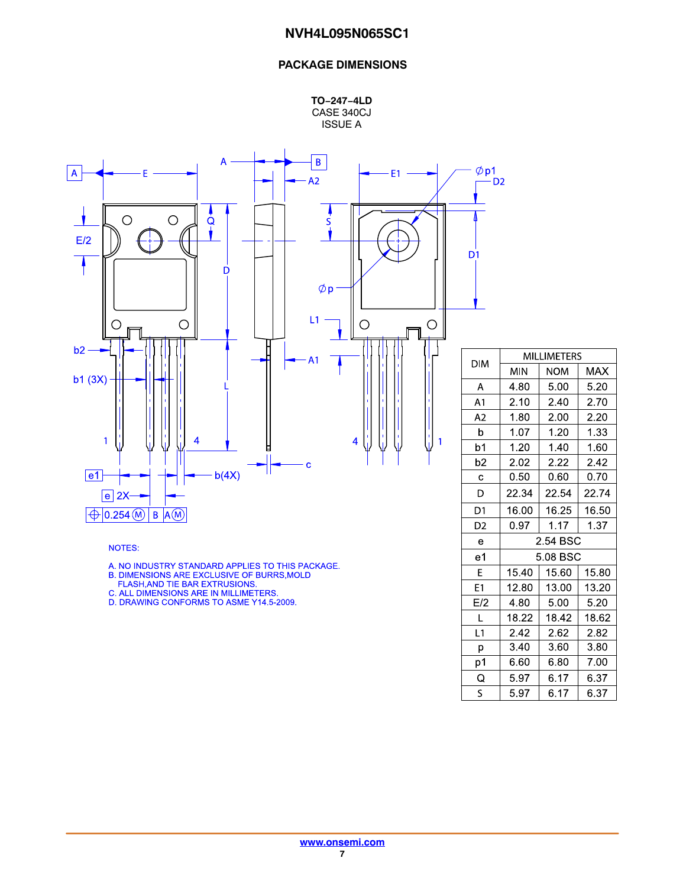## PACKAGE DIMENSIONS

**TO−247−4LD**
CASE 340CJ
ISSUE A

NOTES:

A. NO INDUSTRY STANDARD APPLIES TO THIS PACKAGE.
B. DIMENSIONS ARE EXCLUSIVE OF BURRS,MOLD FLASH,AND TIE BAR EXTRUSIONS.
C. ALL DIMENSIONS ARE IN MILLIMETERS.
D. DRAWING CONFORMS TO ASME Y14.5-2009.

| DIM | MILLIMETERS | | |
|---|---|---|---|
| | MIN | NOM | MAX |
| A | 4.80 | 5.00 | 5.20 |
| A1 | 2.10 | 2.40 | 2.70 |
| A2 | 1.80 | 2.00 | 2.20 |
| b | 1.07 | 1.20 | 1.33 |
| b1 | 1.20 | 1.40 | 1.60 |
| b2 | 2.02 | 2.22 | 2.42 |
| c | 0.50 | 0.60 | 0.70 |
| D | 22.34 | 22.54 | 22.74 |
| D1 | 16.00 | 16.25 | 16.50 |
| D2 | 0.97 | 1.17 | 1.37 |
| e | 2.54 BSC | | |
| e1 | 5.08 BSC | | |
| E | 15.40 | 15.60 | 15.80 |
| E1 | 12.80 | 13.00 | 13.20 |
| E/2 | 4.80 | 5.00 | 5.20 |
| L | 18.22 | 18.42 | 18.62 |
| L1 | 2.42 | 2.62 | 2.82 |
| p | 3.40 | 3.60 | 3.80 |
| p1 | 6.60 | 6.80 | 7.00 |
| Q | 5.97 | 6.17 | 6.37 |
| S | 5.97 | 6.17 | 6.37 |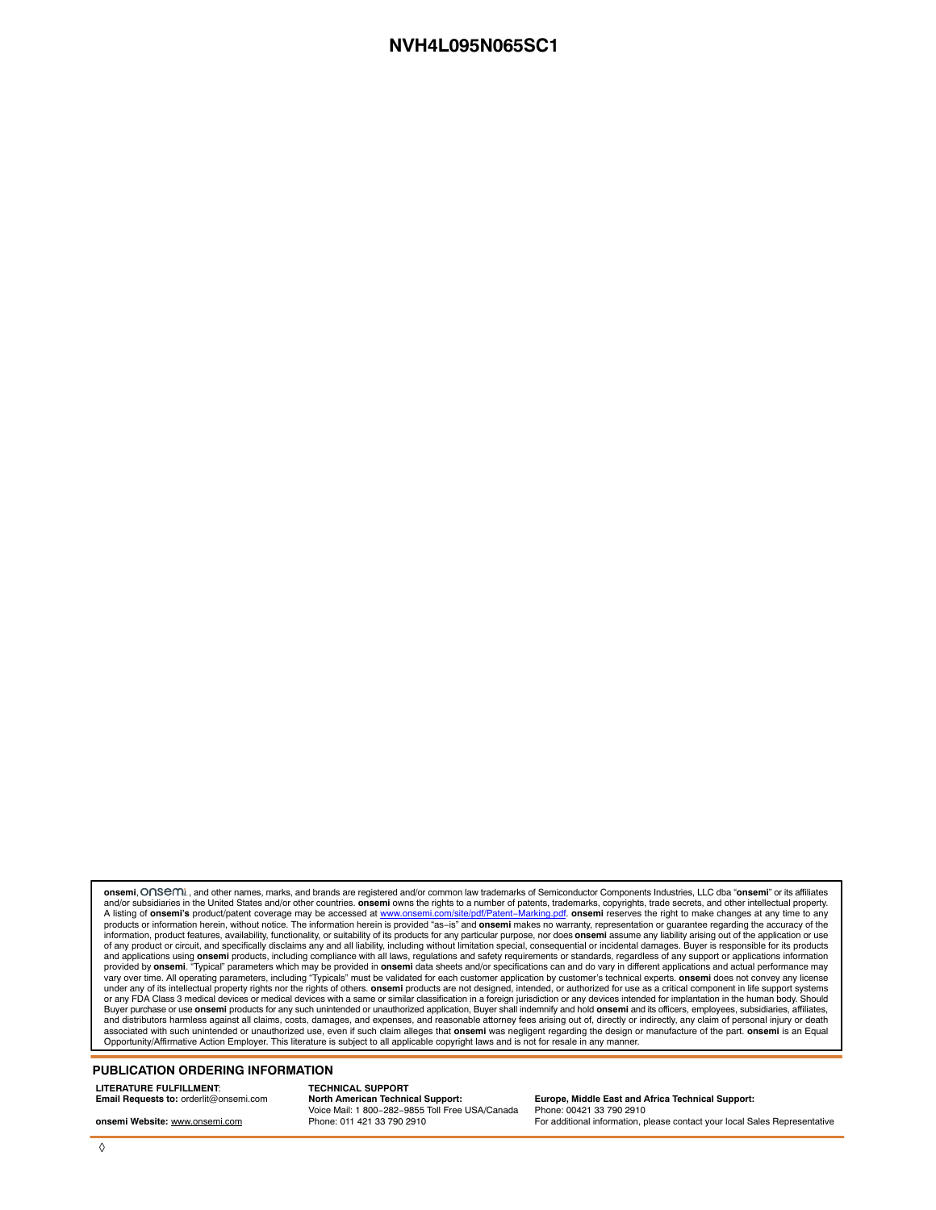**onsemi**, onsemi, and other names, marks, and brands are registered and/or common law trademarks of Semiconductor Components Industries, LLC dba "**onsemi**" or its affiliates and/or subsidiaries in the United States and/or other countries. **onsemi** owns the rights to a number of patents, trademarks, copyrights, trade secrets, and other intellectual property. A listing of **onsemi's** product/patent coverage may be accessed at www.onsemi.com/site/pdf/Patent−Marking.pdf. **onsemi** reserves the right to make changes at any time to any products or information herein, without notice. The information herein is provided "as−is" and **onsemi** makes no warranty, representation or guarantee regarding the accuracy of the information, product features, availability, functionality, or suitability of its products for any particular purpose, nor does **onsemi** assume any liability arising out of the application or use of any product or circuit, and specifically disclaims any and all liability, including without limitation special, consequential or incidental damages. Buyer is responsible for its products and applications using **onsemi** products, including compliance with all laws, regulations and safety requirements or standards, regardless of any support or applications information provided by **onsemi**. "Typical" parameters which may be provided in **onsemi** data sheets and/or specifications can and do vary in different applications and actual performance may vary over time. All operating parameters, including "Typicals" must be validated for each customer application by customer's technical experts. **onsemi** does not convey any license under any of its intellectual property rights nor the rights of others. **onsemi** products are not designed, intended, or authorized for use as a critical component in life support systems or any FDA Class 3 medical devices or medical devices with a same or similar classification in a foreign jurisdiction or any devices intended for implantation in the human body. Should Buyer purchase or use **onsemi** products for any such unintended or unauthorized application, Buyer shall indemnify and hold **onsemi** and its officers, employees, subsidiaries, affiliates, and distributors harmless against all claims, costs, damages, and expenses, and reasonable attorney fees arising out of, directly or indirectly, any claim of personal injury or death associated with such unintended or unauthorized use, even if such claim alleges that **onsemi** was negligent regarding the design or manufacture of the part. **onsemi** is an Equal Opportunity/Affirmative Action Employer. This literature is subject to all applicable copyright laws and is not for resale in any manner.

## PUBLICATION ORDERING INFORMATION

**LITERATURE FULFILLMENT**:
**Email Requests to:** orderlit@onsemi.com

**onsemi Website:** www.onsemi.com

**TECHNICAL SUPPORT**
**North American Technical Support:**
Voice Mail: 1 800−282−9855 Toll Free USA/Canada
Phone: 011 421 33 790 2910

**Europe, Middle East and Africa Technical Support:**
Phone: 00421 33 790 2910
For additional information, please contact your local Sales Representative